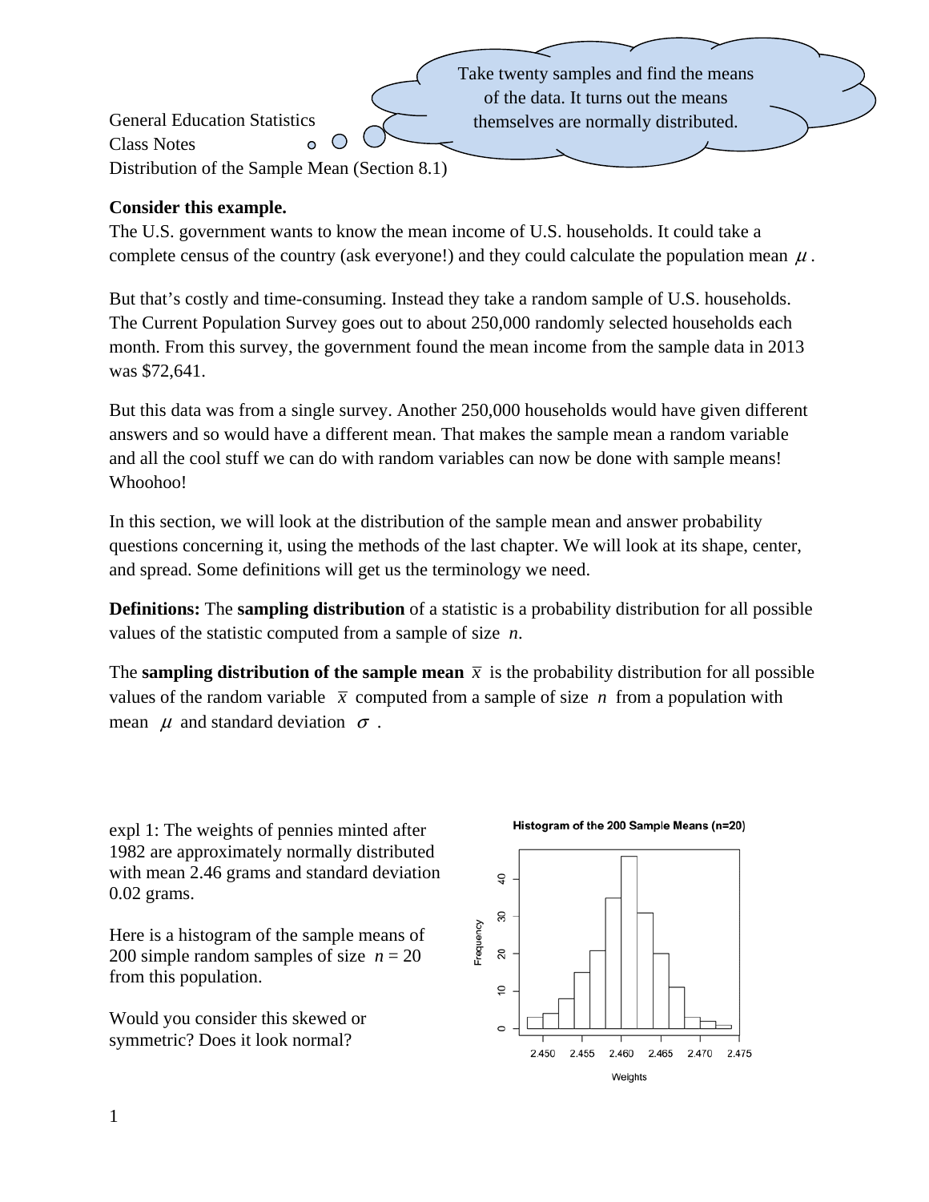General Education Statistics
Class Notes
Distribution of the Sample Mean (Section 8.1)

Take twenty samples and find the means of the data. It turns out the means themselves are normally distributed.

**Consider this example.**
The U.S. government wants to know the mean income of U.S. households. It could take a complete census of the country (ask everyone!) and they could calculate the population mean $\mu$.

But that's costly and time-consuming. Instead they take a random sample of U.S. households. The Current Population Survey goes out to about 250,000 randomly selected households each month. From this survey, the government found the mean income from the sample data in 2013 was $72,641.

But this data was from a single survey. Another 250,000 households would have given different answers and so would have a different mean. That makes the sample mean a random variable and all the cool stuff we can do with random variables can now be done with sample means! Whoohoo!

In this section, we will look at the distribution of the sample mean and answer probability questions concerning it, using the methods of the last chapter. We will look at its shape, center, and spread. Some definitions will get us the terminology we need.

**Definitions:** The **sampling distribution** of a statistic is a probability distribution for all possible values of the statistic computed from a sample of size *n*.

The **sampling distribution of the sample mean** $\bar{x}$ is the probability distribution for all possible values of the random variable $\bar{x}$ computed from a sample of size $n$ from a population with mean $\mu$ and standard deviation $\sigma$.

expl 1: The weights of pennies minted after 1982 are approximately normally distributed with mean 2.46 grams and standard deviation 0.02 grams.

Here is a histogram of the sample means of 200 simple random samples of size $n = 20$ from this population.

Would you consider this skewed or symmetric? Does it look normal?

Histogram of the 200 Sample Means (n=20)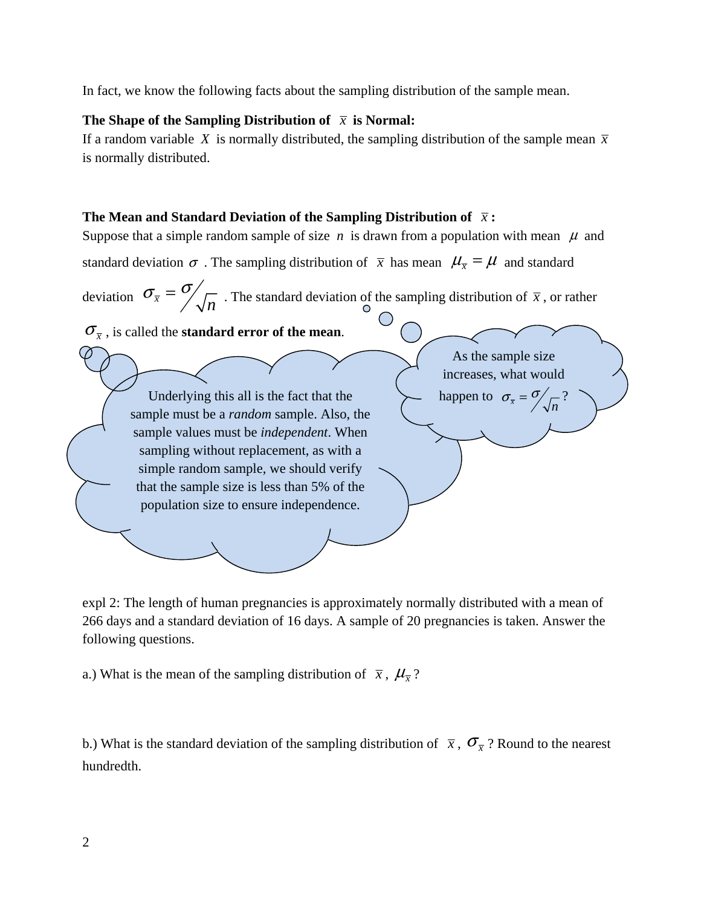In fact, we know the following facts about the sampling distribution of the sample mean.

**The Shape of the Sampling Distribution of $\bar{x}$ is Normal:**
If a random variable $X$ is normally distributed, the sampling distribution of the sample mean $\bar{x}$ is normally distributed.

**The Mean and Standard Deviation of the Sampling Distribution of $\bar{x}$:**
Suppose that a simple random sample of size $n$ is drawn from a population with mean $\mu$ and standard deviation $\sigma$. The sampling distribution of $\bar{x}$ has mean $\mu_{\bar{x}} = \mu$ and standard deviation $\sigma_{\bar{x}} = \sigma/\sqrt{n}$. The standard deviation of the sampling distribution of $\bar{x}$, or rather $\sigma_{\bar{x}}$, is called the **standard error of the mean**.

As the sample size increases, what would happen to $\sigma_{\bar{x}} = \sigma/\sqrt{n}$?

Underlying this all is the fact that the sample must be a *random* sample. Also, the sample values must be *independent*. When sampling without replacement, as with a simple random sample, we should verify that the sample size is less than 5% of the population size to ensure independence.

expl 2: The length of human pregnancies is approximately normally distributed with a mean of 266 days and a standard deviation of 16 days. A sample of 20 pregnancies is taken. Answer the following questions.

a.) What is the mean of the sampling distribution of $\bar{x}$, $\mu_{\bar{x}}$?

b.) What is the standard deviation of the sampling distribution of $\bar{x}$, $\sigma_{\bar{x}}$? Round to the nearest hundredth.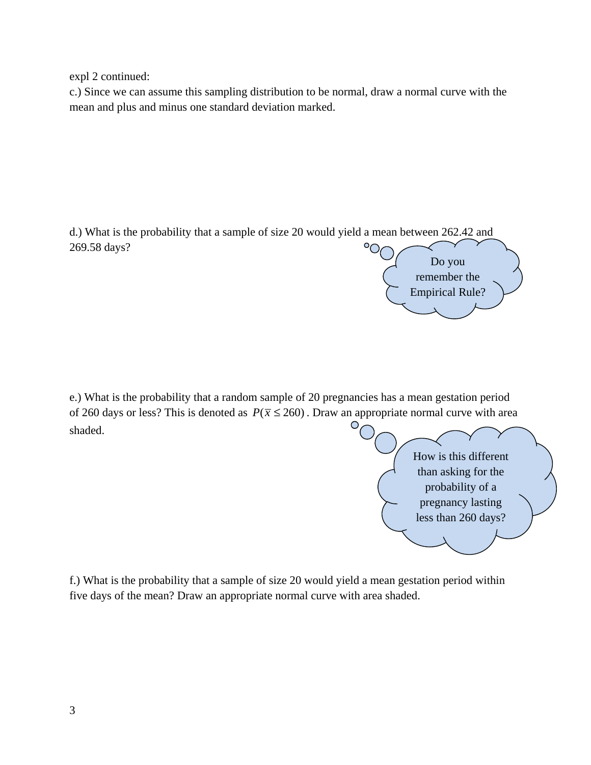expl 2 continued:

c.) Since we can assume this sampling distribution to be normal, draw a normal curve with the mean and plus and minus one standard deviation marked.

d.) What is the probability that a sample of size 20 would yield a mean between 262.42 and 269.58 days?

Do you remember the Empirical Rule?

e.) What is the probability that a random sample of 20 pregnancies has a mean gestation period of 260 days or less? This is denoted as $P(\bar{x} \leq 260)$. Draw an appropriate normal curve with area shaded.

How is this different than asking for the probability of a pregnancy lasting less than 260 days?

f.) What is the probability that a sample of size 20 would yield a mean gestation period within five days of the mean? Draw an appropriate normal curve with area shaded.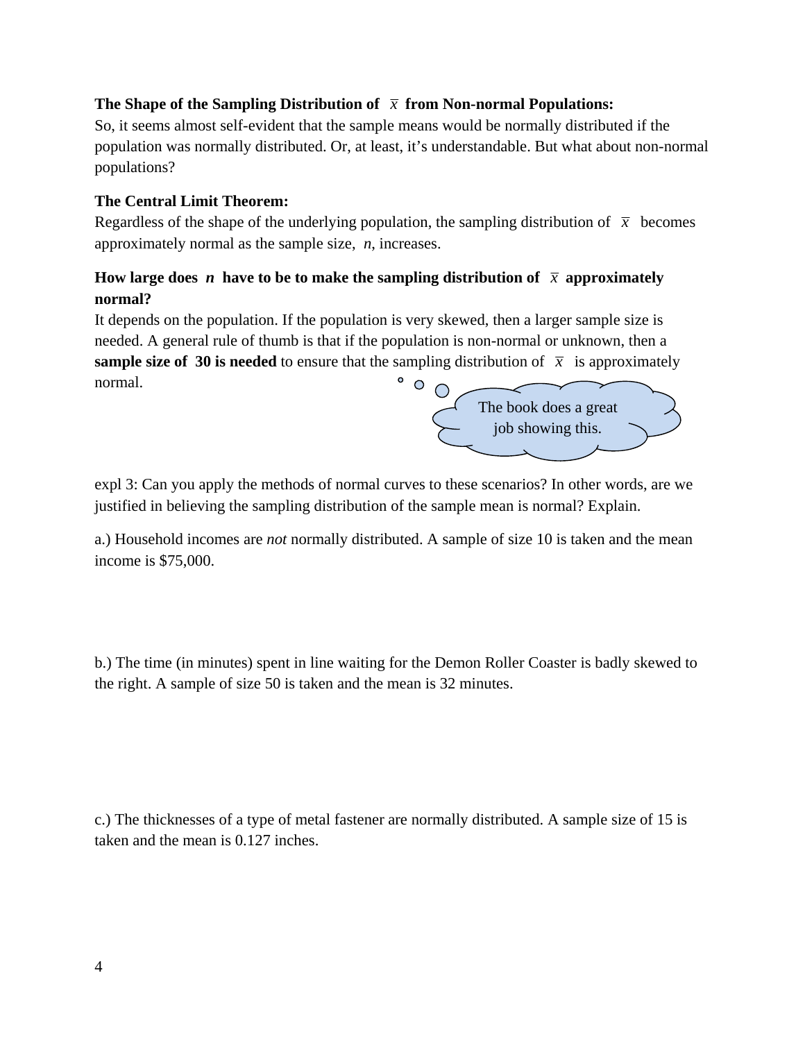**The Shape of the Sampling Distribution of $\bar{x}$ from Non-normal Populations:**
So, it seems almost self-evident that the sample means would be normally distributed if the population was normally distributed. Or, at least, it's understandable. But what about non-normal populations?

**The Central Limit Theorem:**
Regardless of the shape of the underlying population, the sampling distribution of $\bar{x}$ becomes approximately normal as the sample size, $n$, increases.

**How large does $n$ have to be to make the sampling distribution of $\bar{x}$ approximately normal?**
It depends on the population. If the population is very skewed, then a larger sample size is needed. A general rule of thumb is that if the population is non-normal or unknown, then a **sample size of 30 is needed** to ensure that the sampling distribution of $\bar{x}$ is approximately normal.

The book does a great job showing this.

expl 3: Can you apply the methods of normal curves to these scenarios? In other words, are we justified in believing the sampling distribution of the sample mean is normal? Explain.

a.) Household incomes are *not* normally distributed. A sample of size 10 is taken and the mean income is $75,000.

b.) The time (in minutes) spent in line waiting for the Demon Roller Coaster is badly skewed to the right. A sample of size 50 is taken and the mean is 32 minutes.

c.) The thicknesses of a type of metal fastener are normally distributed. A sample size of 15 is taken and the mean is 0.127 inches.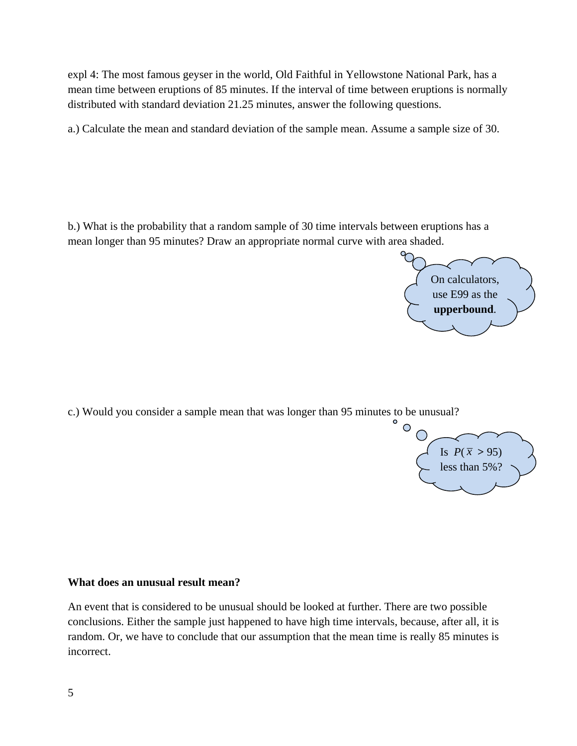expl 4: The most famous geyser in the world, Old Faithful in Yellowstone National Park, has a mean time between eruptions of 85 minutes. If the interval of time between eruptions is normally distributed with standard deviation 21.25 minutes, answer the following questions.

a.) Calculate the mean and standard deviation of the sample mean. Assume a sample size of 30.

b.) What is the probability that a random sample of 30 time intervals between eruptions has a mean longer than 95 minutes? Draw an appropriate normal curve with area shaded.

On calculators, use E99 as the **upperbound**.

c.) Would you consider a sample mean that was longer than 95 minutes to be unusual?

Is $P(\bar{x} > 95)$ less than 5%?

**What does an unusual result mean?**

An event that is considered to be unusual should be looked at further. There are two possible conclusions. Either the sample just happened to have high time intervals, because, after all, it is random. Or, we have to conclude that our assumption that the mean time is really 85 minutes is incorrect.